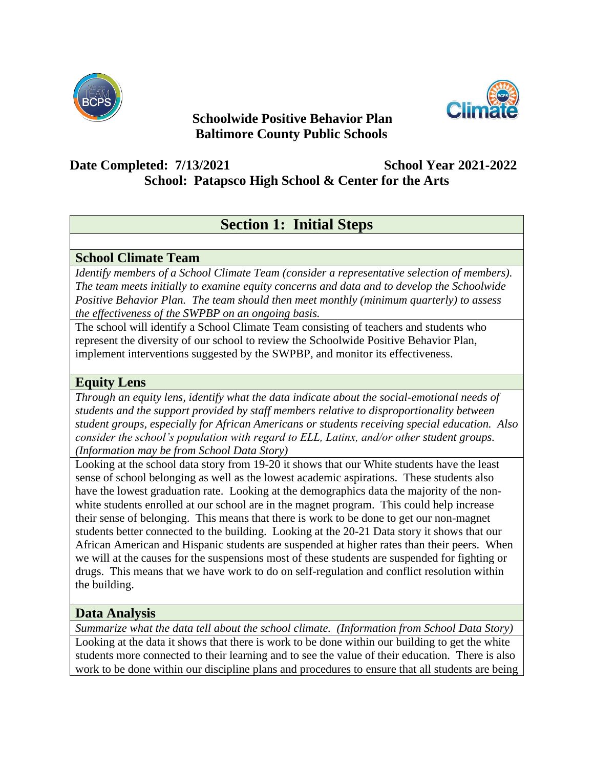**Schoolwide Positive Behavior Plan**
**Baltimore County Public Schools**

**Date Completed: 7/13/2021** **School Year 2021-2022**
**School: Patapsco High School & Center for the Arts**

# Section 1: Initial Steps

## School Climate Team

*Identify members of a School Climate Team (consider a representative selection of members). The team meets initially to examine equity concerns and data and to develop the Schoolwide Positive Behavior Plan. The team should then meet monthly (minimum quarterly) to assess the effectiveness of the SWPBP on an ongoing basis.*

The school will identify a School Climate Team consisting of teachers and students who represent the diversity of our school to review the Schoolwide Positive Behavior Plan, implement interventions suggested by the SWPBP, and monitor its effectiveness.

## Equity Lens

*Through an equity lens, identify what the data indicate about the social-emotional needs of students and the support provided by staff members relative to disproportionality between student groups, especially for African Americans or students receiving special education. Also consider the school's population with regard to ELL, Latinx, and/or other student groups. (Information may be from School Data Story)*

Looking at the school data story from 19-20 it shows that our White students have the least sense of school belonging as well as the lowest academic aspirations. These students also have the lowest graduation rate. Looking at the demographics data the majority of the non-white students enrolled at our school are in the magnet program. This could help increase their sense of belonging. This means that there is work to be done to get our non-magnet students better connected to the building. Looking at the 20-21 Data story it shows that our African American and Hispanic students are suspended at higher rates than their peers. When we will at the causes for the suspensions most of these students are suspended for fighting or drugs. This means that we have work to do on self-regulation and conflict resolution within the building.

## Data Analysis

*Summarize what the data tell about the school climate. (Information from School Data Story)*

Looking at the data it shows that there is work to be done within our building to get the white students more connected to their learning and to see the value of their education. There is also work to be done within our discipline plans and procedures to ensure that all students are being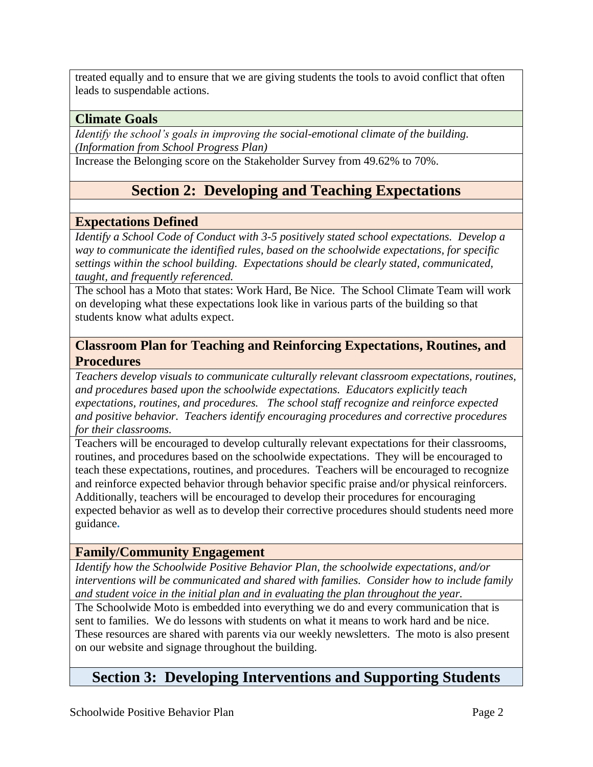treated equally and to ensure that we are giving students the tools to avoid conflict that often leads to suspendable actions.

### Climate Goals

*Identify the school's goals in improving the social-emotional climate of the building. (Information from School Progress Plan)*

Increase the Belonging score on the Stakeholder Survey from 49.62% to 70%.

## Section 2: Developing and Teaching Expectations

### Expectations Defined

*Identify a School Code of Conduct with 3-5 positively stated school expectations. Develop a way to communicate the identified rules, based on the schoolwide expectations, for specific settings within the school building. Expectations should be clearly stated, communicated, taught, and frequently referenced.*

The school has a Moto that states: Work Hard, Be Nice. The School Climate Team will work on developing what these expectations look like in various parts of the building so that students know what adults expect.

### Classroom Plan for Teaching and Reinforcing Expectations, Routines, and Procedures

*Teachers develop visuals to communicate culturally relevant classroom expectations, routines, and procedures based upon the schoolwide expectations. Educators explicitly teach expectations, routines, and procedures. The school staff recognize and reinforce expected and positive behavior. Teachers identify encouraging procedures and corrective procedures for their classrooms.*

Teachers will be encouraged to develop culturally relevant expectations for their classrooms, routines, and procedures based on the schoolwide expectations. They will be encouraged to teach these expectations, routines, and procedures. Teachers will be encouraged to recognize and reinforce expected behavior through behavior specific praise and/or physical reinforcers. Additionally, teachers will be encouraged to develop their procedures for encouraging expected behavior as well as to develop their corrective procedures should students need more guidance.

### Family/Community Engagement

*Identify how the Schoolwide Positive Behavior Plan, the schoolwide expectations, and/or interventions will be communicated and shared with families. Consider how to include family and student voice in the initial plan and in evaluating the plan throughout the year.*

The Schoolwide Moto is embedded into everything we do and every communication that is sent to families. We do lessons with students on what it means to work hard and be nice. These resources are shared with parents via our weekly newsletters. The moto is also present on our website and signage throughout the building.

## Section 3: Developing Interventions and Supporting Students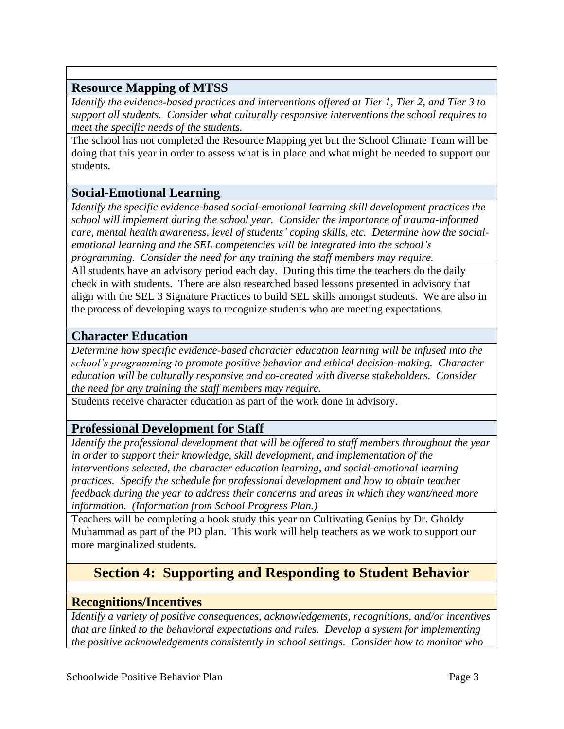### Resource Mapping of MTSS

*Identify the evidence-based practices and interventions offered at Tier 1, Tier 2, and Tier 3 to support all students. Consider what culturally responsive interventions the school requires to meet the specific needs of the students.*

The school has not completed the Resource Mapping yet but the School Climate Team will be doing that this year in order to assess what is in place and what might be needed to support our students.

### Social-Emotional Learning

*Identify the specific evidence-based social-emotional learning skill development practices the school will implement during the school year. Consider the importance of trauma-informed care, mental health awareness, level of students' coping skills, etc. Determine how the social-emotional learning and the SEL competencies will be integrated into the school's programming. Consider the need for any training the staff members may require.*

All students have an advisory period each day. During this time the teachers do the daily check in with students. There are also researched based lessons presented in advisory that align with the SEL 3 Signature Practices to build SEL skills amongst students. We are also in the process of developing ways to recognize students who are meeting expectations.

### Character Education

*Determine how specific evidence-based character education learning will be infused into the school's programming to promote positive behavior and ethical decision-making. Character education will be culturally responsive and co-created with diverse stakeholders. Consider the need for any training the staff members may require.*

Students receive character education as part of the work done in advisory.

### Professional Development for Staff

*Identify the professional development that will be offered to staff members throughout the year in order to support their knowledge, skill development, and implementation of the interventions selected, the character education learning, and social-emotional learning practices. Specify the schedule for professional development and how to obtain teacher feedback during the year to address their concerns and areas in which they want/need more information. (Information from School Progress Plan.)*

Teachers will be completing a book study this year on Cultivating Genius by Dr. Gholdy Muhammad as part of the PD plan. This work will help teachers as we work to support our more marginalized students.

## Section 4: Supporting and Responding to Student Behavior

### Recognitions/Incentives

*Identify a variety of positive consequences, acknowledgements, recognitions, and/or incentives that are linked to the behavioral expectations and rules. Develop a system for implementing the positive acknowledgements consistently in school settings. Consider how to monitor who*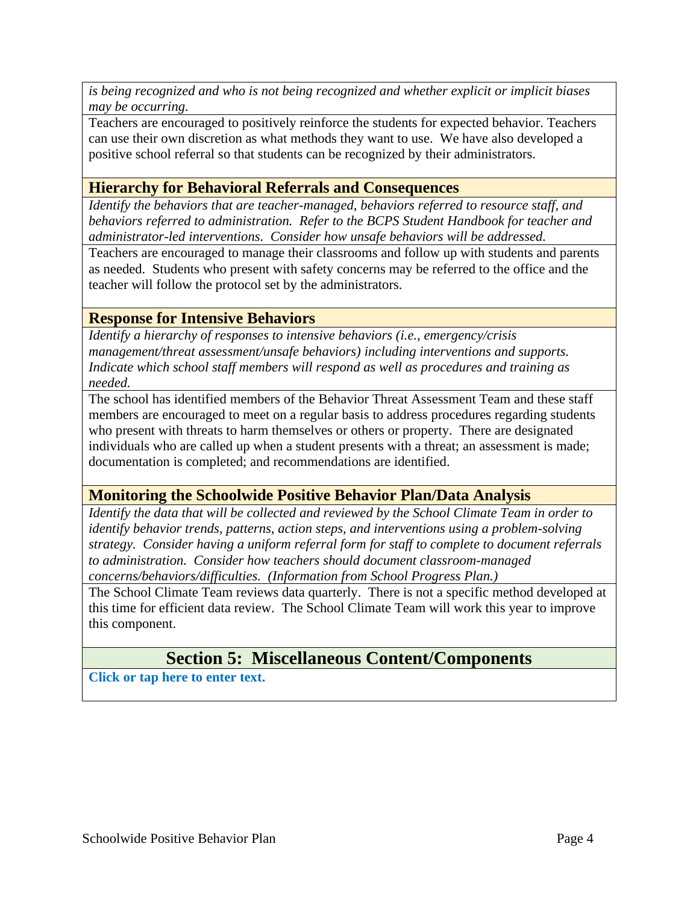*is being recognized and who is not being recognized and whether explicit or implicit biases may be occurring.*

Teachers are encouraged to positively reinforce the students for expected behavior. Teachers can use their own discretion as what methods they want to use. We have also developed a positive school referral so that students can be recognized by their administrators.

### Hierarchy for Behavioral Referrals and Consequences

*Identify the behaviors that are teacher-managed, behaviors referred to resource staff, and behaviors referred to administration. Refer to the BCPS Student Handbook for teacher and administrator-led interventions. Consider how unsafe behaviors will be addressed.*

Teachers are encouraged to manage their classrooms and follow up with students and parents as needed. Students who present with safety concerns may be referred to the office and the teacher will follow the protocol set by the administrators.

### Response for Intensive Behaviors

*Identify a hierarchy of responses to intensive behaviors (i.e., emergency/crisis management/threat assessment/unsafe behaviors) including interventions and supports. Indicate which school staff members will respond as well as procedures and training as needed.*

The school has identified members of the Behavior Threat Assessment Team and these staff members are encouraged to meet on a regular basis to address procedures regarding students who present with threats to harm themselves or others or property. There are designated individuals who are called up when a student presents with a threat; an assessment is made; documentation is completed; and recommendations are identified.

### Monitoring the Schoolwide Positive Behavior Plan/Data Analysis

*Identify the data that will be collected and reviewed by the School Climate Team in order to identify behavior trends, patterns, action steps, and interventions using a problem-solving strategy. Consider having a uniform referral form for staff to complete to document referrals to administration. Consider how teachers should document classroom-managed concerns/behaviors/difficulties. (Information from School Progress Plan.)*

The School Climate Team reviews data quarterly. There is not a specific method developed at this time for efficient data review. The School Climate Team will work this year to improve this component.

## Section 5: Miscellaneous Content/Components

**Click or tap here to enter text.**